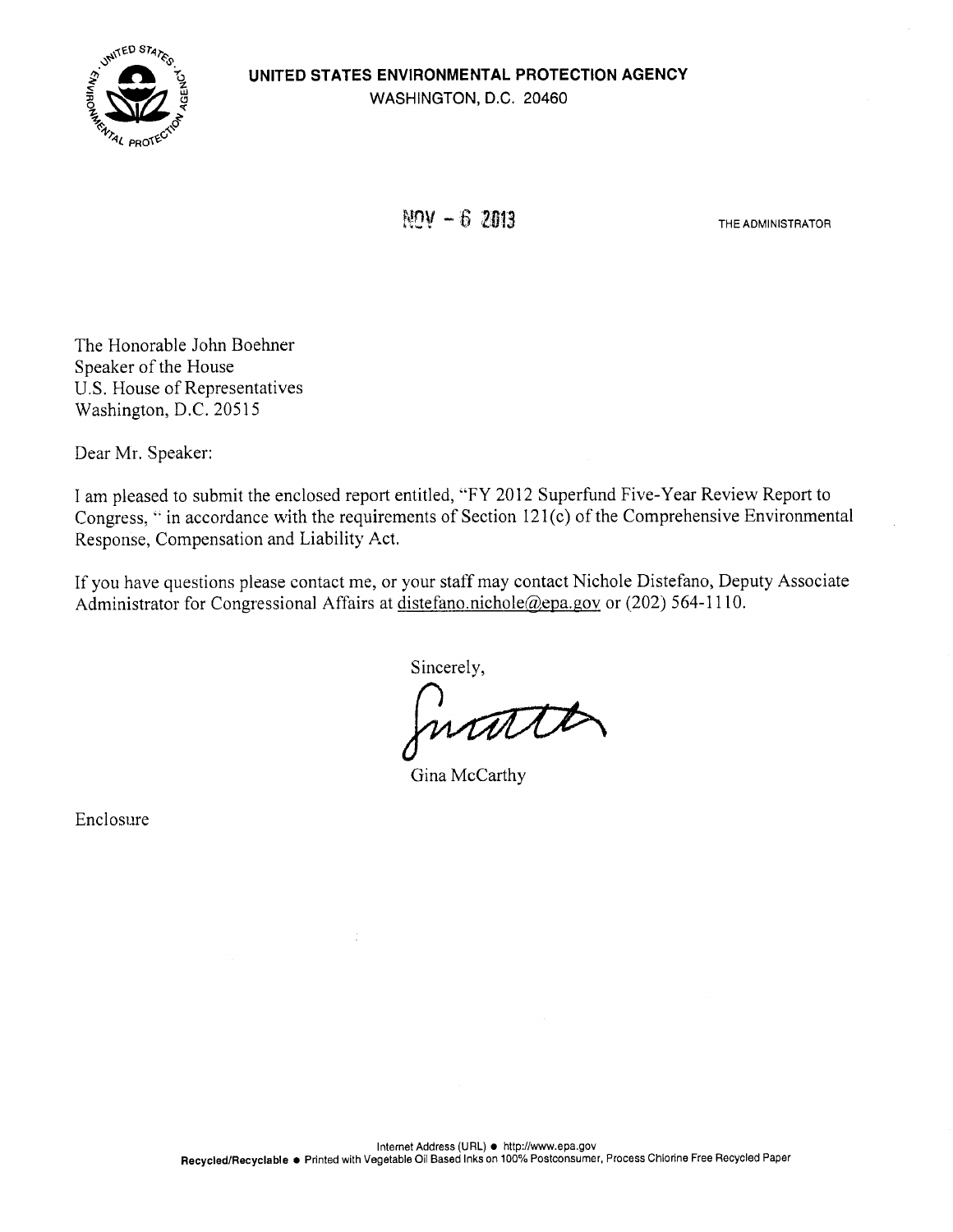**UNITED STATES ENVIRONMENTAL PROTECTION AGENCY**
WASHINGTON, D.C. 20460

NOV - 6 2013

THE ADMINISTRATOR

The Honorable John Boehner
Speaker of the House
U.S. House of Representatives
Washington, D.C. 20515

Dear Mr. Speaker:

I am pleased to submit the enclosed report entitled, "FY 2012 Superfund Five-Year Review Report to Congress, " in accordance with the requirements of Section 121(c) of the Comprehensive Environmental Response, Compensation and Liability Act.

If you have questions please contact me, or your staff may contact Nichole Distefano, Deputy Associate Administrator for Congressional Affairs at distefano.nichole@epa.gov or (202) 564-1110.

Sincerely,

Gina McCarthy

Enclosure

Internet Address (URL) • http://www.epa.gov
Recycled/Recyclable • Printed with Vegetable Oil Based Inks on 100% Postconsumer, Process Chlorine Free Recycled Paper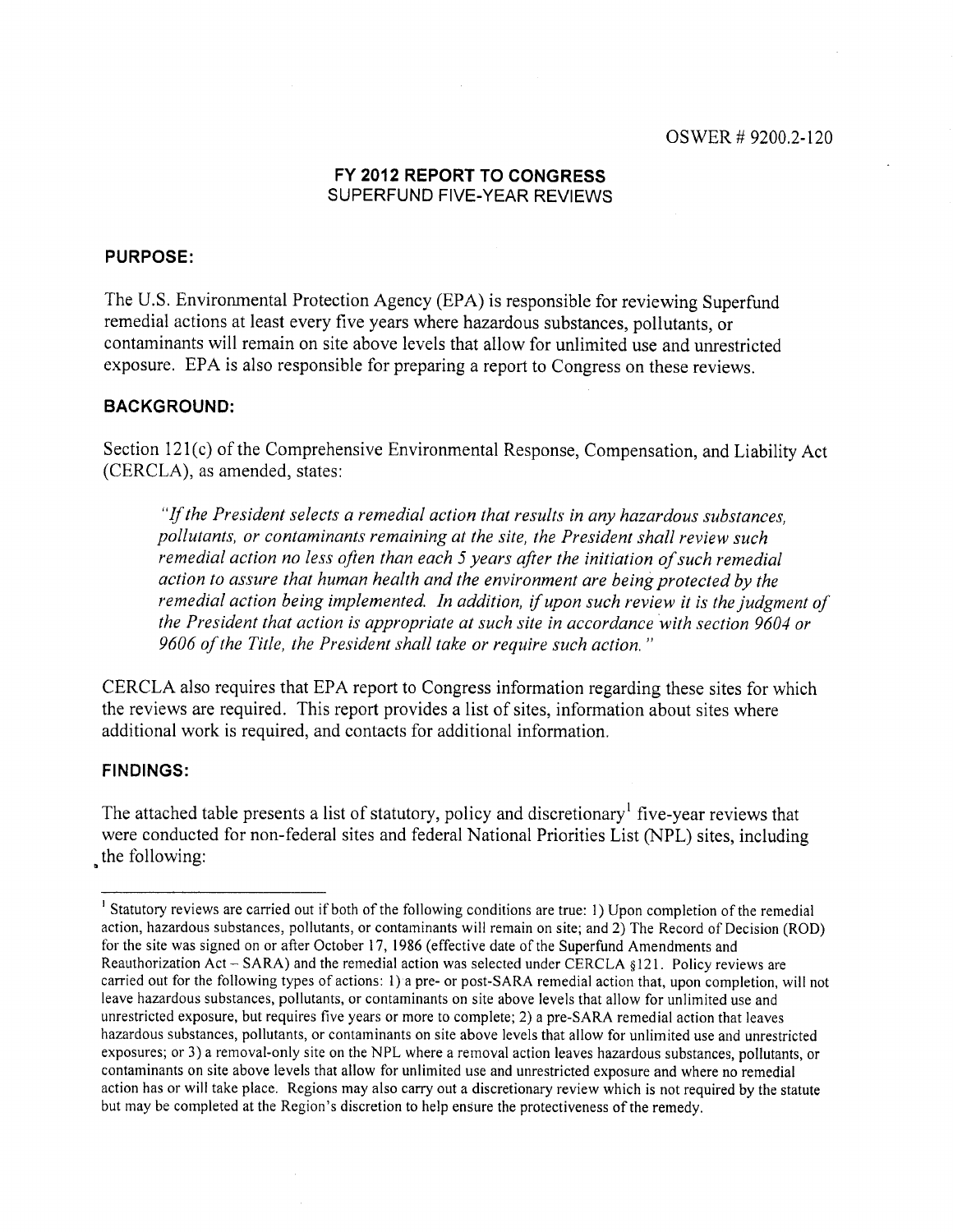OSWER # 9200.2-120

## FY 2012 REPORT TO CONGRESS
SUPERFUND FIVE-YEAR REVIEWS

### PURPOSE:

The U.S. Environmental Protection Agency (EPA) is responsible for reviewing Superfund remedial actions at least every five years where hazardous substances, pollutants, or contaminants will remain on site above levels that allow for unlimited use and unrestricted exposure. EPA is also responsible for preparing a report to Congress on these reviews.

### BACKGROUND:

Section 121(c) of the Comprehensive Environmental Response, Compensation, and Liability Act (CERCLA), as amended, states:

> *"If the President selects a remedial action that results in any hazardous substances, pollutants, or contaminants remaining at the site, the President shall review such remedial action no less often than each 5 years after the initiation of such remedial action to assure that human health and the environment are being protected by the remedial action being implemented. In addition, if upon such review it is the judgment of the President that action is appropriate at such site in accordance with section 9604 or 9606 of the Title, the President shall take or require such action."*

CERCLA also requires that EPA report to Congress information regarding these sites for which the reviews are required. This report provides a list of sites, information about sites where additional work is required, and contacts for additional information.

### FINDINGS:

The attached table presents a list of statutory, policy and discretionary[1] five-year reviews that were conducted for non-federal sites and federal National Priorities List (NPL) sites, including the following:

---

[1] Statutory reviews are carried out if both of the following conditions are true: 1) Upon completion of the remedial action, hazardous substances, pollutants, or contaminants will remain on site; and 2) The Record of Decision (ROD) for the site was signed on or after October 17, 1986 (effective date of the Superfund Amendments and Reauthorization Act – SARA) and the remedial action was selected under CERCLA §121. Policy reviews are carried out for the following types of actions: 1) a pre- or post-SARA remedial action that, upon completion, will not leave hazardous substances, pollutants, or contaminants on site above levels that allow for unlimited use and unrestricted exposure, but requires five years or more to complete; 2) a pre-SARA remedial action that leaves hazardous substances, pollutants, or contaminants on site above levels that allow for unlimited use and unrestricted exposures; or 3) a removal-only site on the NPL where a removal action leaves hazardous substances, pollutants, or contaminants on site above levels that allow for unlimited use and unrestricted exposure and where no remedial action has or will take place. Regions may also carry out a discretionary review which is not required by the statute but may be completed at the Region's discretion to help ensure the protectiveness of the remedy.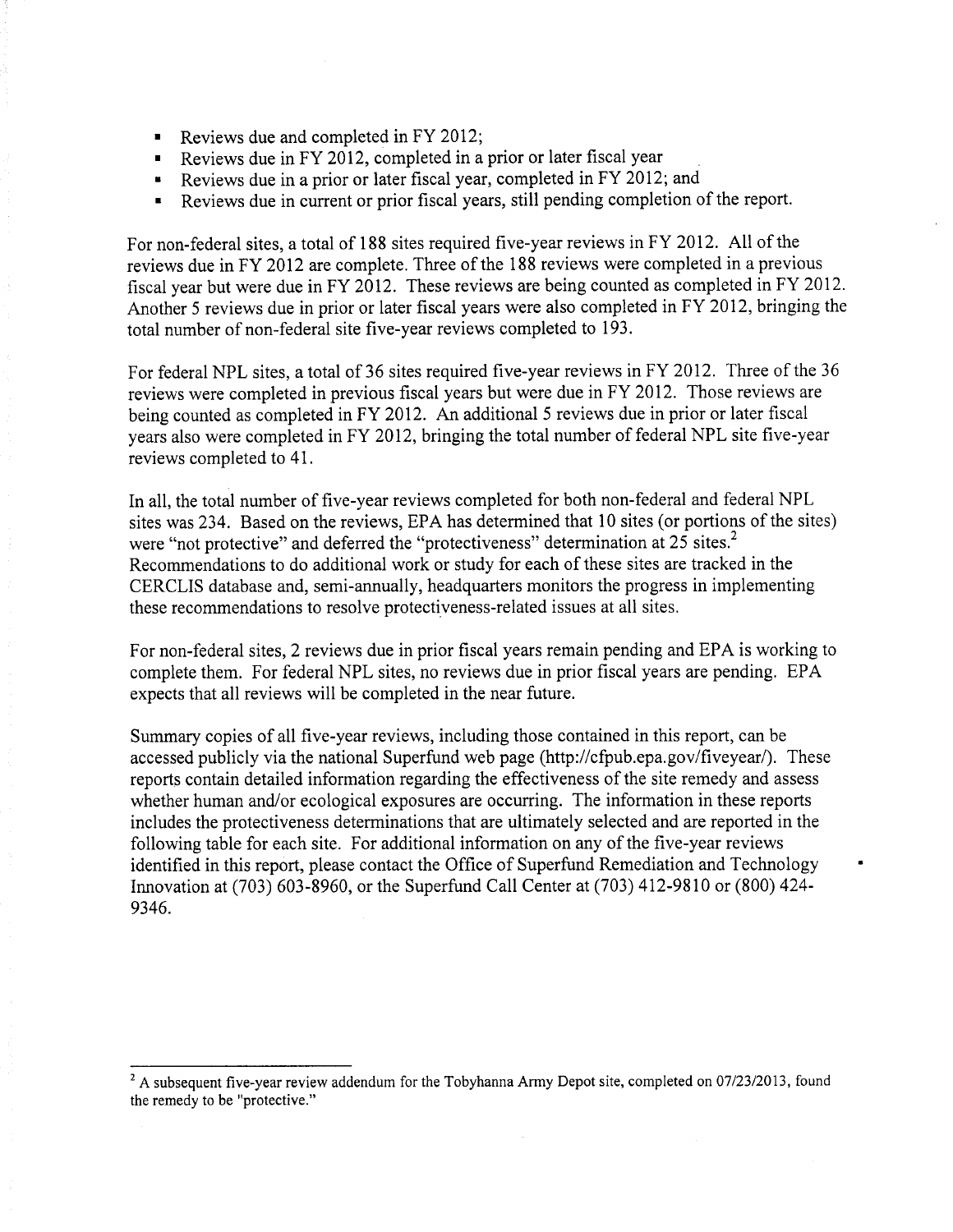- Reviews due and completed in FY 2012;
- Reviews due in FY 2012, completed in a prior or later fiscal year
- Reviews due in a prior or later fiscal year, completed in FY 2012; and
- Reviews due in current or prior fiscal years, still pending completion of the report.

For non-federal sites, a total of 188 sites required five-year reviews in FY 2012. All of the reviews due in FY 2012 are complete. Three of the 188 reviews were completed in a previous fiscal year but were due in FY 2012. These reviews are being counted as completed in FY 2012. Another 5 reviews due in prior or later fiscal years were also completed in FY 2012, bringing the total number of non-federal site five-year reviews completed to 193.

For federal NPL sites, a total of 36 sites required five-year reviews in FY 2012. Three of the 36 reviews were completed in previous fiscal years but were due in FY 2012. Those reviews are being counted as completed in FY 2012. An additional 5 reviews due in prior or later fiscal years also were completed in FY 2012, bringing the total number of federal NPL site five-year reviews completed to 41.

In all, the total number of five-year reviews completed for both non-federal and federal NPL sites was 234. Based on the reviews, EPA has determined that 10 sites (or portions of the sites) were "not protective" and deferred the "protectiveness" determination at 25 sites.[2] Recommendations to do additional work or study for each of these sites are tracked in the CERCLIS database and, semi-annually, headquarters monitors the progress in implementing these recommendations to resolve protectiveness-related issues at all sites.

For non-federal sites, 2 reviews due in prior fiscal years remain pending and EPA is working to complete them. For federal NPL sites, no reviews due in prior fiscal years are pending. EPA expects that all reviews will be completed in the near future.

Summary copies of all five-year reviews, including those contained in this report, can be accessed publicly via the national Superfund web page (http://cfpub.epa.gov/fiveyear/). These reports contain detailed information regarding the effectiveness of the site remedy and assess whether human and/or ecological exposures are occurring. The information in these reports includes the protectiveness determinations that are ultimately selected and are reported in the following table for each site. For additional information on any of the five-year reviews identified in this report, please contact the Office of Superfund Remediation and Technology Innovation at (703) 603-8960, or the Superfund Call Center at (703) 412-9810 or (800) 424-9346.

---

[2] A subsequent five-year review addendum for the Tobyhanna Army Depot site, completed on 07/23/2013, found the remedy to be "protective."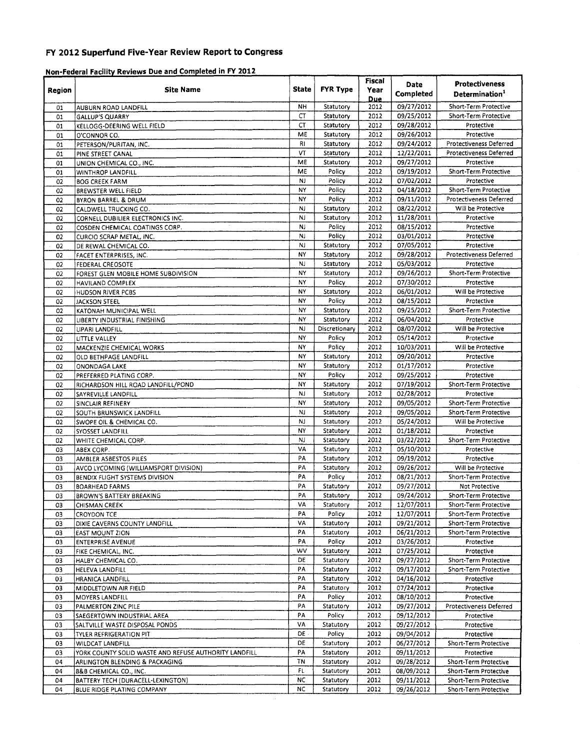# FY 2012 Superfund Five-Year Review Report to Congress

## Non-Federal Facility Reviews Due and Completed in FY 2012

| Region | Site Name | State | FYR Type | Fiscal Year Due | Date Completed | Protectiveness Determination[1] |
|---|---|---|---|---|---|---|
| 01 | AUBURN ROAD LANDFILL | NH | Statutory | 2012 | 09/27/2012 | Short-Term Protective |
| 01 | GALLUP'S QUARRY | CT | Statutory | 2012 | 09/25/2012 | Short-Term Protective |
| 01 | KELLOGG-DEERING WELL FIELD | CT | Statutory | 2012 | 09/28/2012 | Protective |
| 01 | O'CONNOR CO. | ME | Statutory | 2012 | 09/26/2012 | Protective |
| 01 | PETERSON/PURITAN, INC. | RI | Statutory | 2012 | 09/24/2012 | Protectiveness Deferred |
| 01 | PINE STREET CANAL | VT | Statutory | 2012 | 12/22/2011 | Protectiveness Deferred |
| 01 | UNION CHEMICAL CO., INC. | ME | Statutory | 2012 | 09/27/2012 | Protective |
| 01 | WINTHROP LANDFILL | ME | Policy | 2012 | 09/19/2012 | Short-Term Protective |
| 02 | BOG CREEK FARM | NJ | Policy | 2012 | 07/02/2012 | Protective |
| 02 | BREWSTER WELL FIELD | NY | Policy | 2012 | 04/18/2012 | Short-Term Protective |
| 02 | BYRON BARREL & DRUM | NY | Policy | 2012 | 09/11/2012 | Protectiveness Deferred |
| 02 | CALDWELL TRUCKING CO. | NJ | Statutory | 2012 | 08/22/2012 | Will be Protective |
| 02 | CORNELL DUBILIER ELECTRONICS INC. | NJ | Statutory | 2012 | 11/28/2011 | Protective |
| 02 | COSDEN CHEMICAL COATINGS CORP. | NJ | Policy | 2012 | 08/15/2012 | Protective |
| 02 | CURCIO SCRAP METAL, INC. | NJ | Policy | 2012 | 03/01/2012 | Protective |
| 02 | DE REWAL CHEMICAL CO. | NJ | Statutory | 2012 | 07/05/2012 | Protective |
| 02 | FACET ENTERPRISES, INC. | NY | Statutory | 2012 | 09/28/2012 | Protectiveness Deferred |
| 02 | FEDERAL CREOSOTE | NJ | Statutory | 2012 | 05/03/2012 | Protective |
| 02 | FOREST GLEN MOBILE HOME SUBDIVISION | NY | Statutory | 2012 | 09/26/2012 | Short-Term Protective |
| 02 | HAVILAND COMPLEX | NY | Policy | 2012 | 07/30/2012 | Protective |
| 02 | HUDSON RIVER PCBS | NY | Statutory | 2012 | 06/01/2012 | Will be Protective |
| 02 | JACKSON STEEL | NY | Policy | 2012 | 08/15/2012 | Protective |
| 02 | KATONAH MUNICIPAL WELL | NY | Statutory | 2012 | 09/25/2012 | Short-Term Protective |
| 02 | LIBERTY INDUSTRIAL FINISHING | NY | Statutory | 2012 | 06/04/2012 | Protective |
| 02 | LIPARI LANDFILL | NJ | Discretionary | 2012 | 08/07/2012 | Will be Protective |
| 02 | LITTLE VALLEY | NY | Policy | 2012 | 05/14/2012 | Protective |
| 02 | MACKENZIE CHEMICAL WORKS | NY | Policy | 2012 | 10/03/2011 | Will be Protective |
| 02 | OLD BETHPAGE LANDFILL | NY | Statutory | 2012 | 09/20/2012 | Protective |
| 02 | ONONDAGA LAKE | NY | Statutory | 2012 | 01/17/2012 | Protective |
| 02 | PREFERRED PLATING CORP. | NY | Policy | 2012 | 09/25/2012 | Protective |
| 02 | RICHARDSON HILL ROAD LANDFILL/POND | NY | Statutory | 2012 | 07/19/2012 | Short-Term Protective |
| 02 | SAYREVILLE LANDFILL | NJ | Statutory | 2012 | 02/28/2012 | Protective |
| 02 | SINCLAIR REFINERY | NY | Statutory | 2012 | 09/05/2012 | Short-Term Protective |
| 02 | SOUTH BRUNSWICK LANDFILL | NJ | Statutory | 2012 | 09/05/2012 | Short-Term Protective |
| 02 | SWOPE OIL & CHEMICAL CO. | NJ | Statutory | 2012 | 05/24/2012 | Will be Protective |
| 02 | SYOSSET LANDFILL | NY | Statutory | 2012 | 01/18/2012 | Protective |
| 02 | WHITE CHEMICAL CORP. | NJ | Statutory | 2012 | 03/22/2012 | Short-Term Protective |
| 03 | ABEX CORP. | VA | Statutory | 2012 | 05/10/2012 | Protective |
| 03 | AMBLER ASBESTOS PILES | PA | Statutory | 2012 | 09/19/2012 | Protective |
| 03 | AVCO LYCOMING (WILLIAMSPORT DIVISION) | PA | Statutory | 2012 | 09/26/2012 | Will be Protective |
| 03 | BENDIX FLIGHT SYSTEMS DIVISION | PA | Policy | 2012 | 08/21/2012 | Short-Term Protective |
| 03 | BOARHEAD FARMS | PA | Statutory | 2012 | 09/27/2012 | Not Protective |
| 03 | BROWN'S BATTERY BREAKING | PA | Statutory | 2012 | 09/24/2012 | Short-Term Protective |
| 03 | CHISMAN CREEK | VA | Statutory | 2012 | 12/07/2011 | Short-Term Protective |
| 03 | CROYDON TCE | PA | Policy | 2012 | 12/07/2011 | Short-Term Protective |
| 03 | DIXIE CAVERNS COUNTY LANDFILL | VA | Statutory | 2012 | 09/21/2012 | Short-Term Protective |
| 03 | EAST MOUNT ZION | PA | Statutory | 2012 | 06/21/2012 | Short-Term Protective |
| 03 | ENTERPRISE AVENUE | PA | Policy | 2012 | 03/26/2012 | Protective |
| 03 | FIKE CHEMICAL, INC. | WV | Statutory | 2012 | 07/25/2012 | Protective |
| 03 | HALBY CHEMICAL CO. | DE | Statutory | 2012 | 09/27/2012 | Short-Term Protective |
| 03 | HELEVA LANDFILL | PA | Statutory | 2012 | 09/17/2012 | Short-Term Protective |
| 03 | HRANICA LANDFILL | PA | Statutory | 2012 | 04/16/2012 | Protective |
| 03 | MIDDLETOWN AIR FIELD | PA | Statutory | 2012 | 07/24/2012 | Protective |
| 03 | MOYERS LANDFILL | PA | Policy | 2012 | 08/10/2012 | Protective |
| 03 | PALMERTON ZINC PILE | PA | Statutory | 2012 | 09/27/2012 | Protectiveness Deferred |
| 03 | SAEGERTOWN INDUSTRIAL AREA | PA | Policy | 2012 | 09/12/2012 | Protective |
| 03 | SALTVILLE WASTE DISPOSAL PONDS | VA | Statutory | 2012 | 09/27/2012 | Protective |
| 03 | TYLER REFRIGERATION PIT | DE | Policy | 2012 | 09/04/2012 | Protective |
| 03 | WILDCAT LANDFILL | DE | Statutory | 2012 | 06/27/2012 | Short-Term Protective |
| 03 | YORK COUNTY SOLID WASTE AND REFUSE AUTHORITY LANDFILL | PA | Statutory | 2012 | 09/11/2012 | Protective |
| 04 | ARLINGTON BLENDING & PACKAGING | TN | Statutory | 2012 | 09/28/2012 | Short-Term Protective |
| 04 | B&B CHEMICAL CO., INC. | FL | Statutory | 2012 | 08/09/2012 | Short-Term Protective |
| 04 | BATTERY TECH (DURACELL-LEXINGTON) | NC | Statutory | 2012 | 09/11/2012 | Short-Term Protective |
| 04 | BLUE RIDGE PLATING COMPANY | NC | Statutory | 2012 | 09/26/2012 | Short-Term Protective |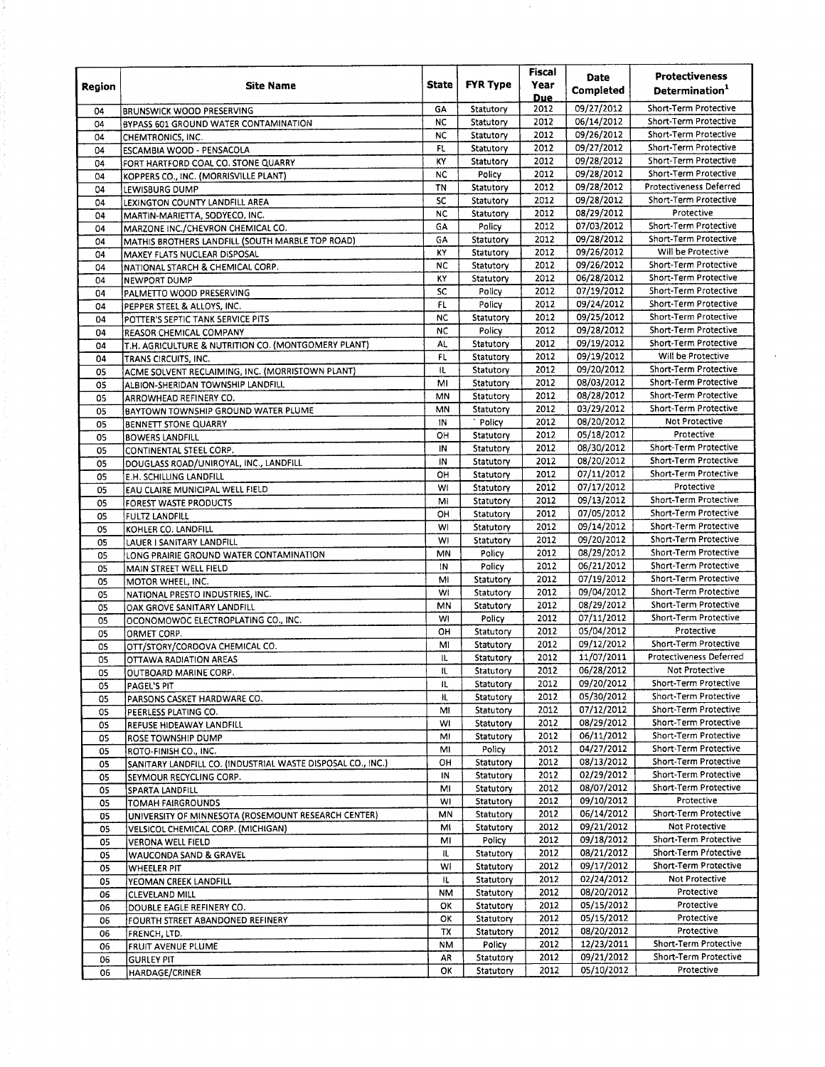| Region | Site Name | State | FYR Type | Fiscal Year Due | Date Completed | Protectiveness Determination[1] |
|---|---|---|---|---|---|---|
| 04 | BRUNSWICK WOOD PRESERVING | GA | Statutory | 2012 | 09/27/2012 | Short-Term Protective |
| 04 | BYPASS 601 GROUND WATER CONTAMINATION | NC | Statutory | 2012 | 06/14/2012 | Short-Term Protective |
| 04 | CHEMTRONICS, INC. | NC | Statutory | 2012 | 09/26/2012 | Short-Term Protective |
| 04 | ESCAMBIA WOOD - PENSACOLA | FL | Statutory | 2012 | 09/27/2012 | Short-Term Protective |
| 04 | FORT HARTFORD COAL CO. STONE QUARRY | KY | Statutory | 2012 | 09/28/2012 | Short-Term Protective |
| 04 | KOPPERS CO., INC. (MORRISVILLE PLANT) | NC | Policy | 2012 | 09/28/2012 | Short-Term Protective |
| 04 | LEWISBURG DUMP | TN | Statutory | 2012 | 09/28/2012 | Protectiveness Deferred |
| 04 | LEXINGTON COUNTY LANDFILL AREA | SC | Statutory | 2012 | 09/28/2012 | Short-Term Protective |
| 04 | MARTIN-MARIETTA, SODYECO, INC. | NC | Statutory | 2012 | 08/29/2012 | Protective |
| 04 | MARZONE INC./CHEVRON CHEMICAL CO. | GA | Policy | 2012 | 07/03/2012 | Short-Term Protective |
| 04 | MATHIS BROTHERS LANDFILL (SOUTH MARBLE TOP ROAD) | GA | Statutory | 2012 | 09/28/2012 | Short-Term Protective |
| 04 | MAXEY FLATS NUCLEAR DISPOSAL | KY | Statutory | 2012 | 09/26/2012 | Will be Protective |
| 04 | NATIONAL STARCH & CHEMICAL CORP. | NC | Statutory | 2012 | 09/26/2012 | Short-Term Protective |
| 04 | NEWPORT DUMP | KY | Statutory | 2012 | 06/28/2012 | Short-Term Protective |
| 04 | PALMETTO WOOD PRESERVING | SC | Policy | 2012 | 07/19/2012 | Short-Term Protective |
| 04 | PEPPER STEEL & ALLOYS, INC. | FL | Policy | 2012 | 09/24/2012 | Short-Term Protective |
| 04 | POTTER'S SEPTIC TANK SERVICE PITS | NC | Statutory | 2012 | 09/25/2012 | Short-Term Protective |
| 04 | REASOR CHEMICAL COMPANY | NC | Policy | 2012 | 09/28/2012 | Short-Term Protective |
| 04 | T.H. AGRICULTURE & NUTRITION CO. (MONTGOMERY PLANT) | AL | Statutory | 2012 | 09/19/2012 | Short-Term Protective |
| 04 | TRANS CIRCUITS, INC. | FL | Statutory | 2012 | 09/19/2012 | Will be Protective |
| 05 | ACME SOLVENT RECLAIMING, INC. (MORRISTOWN PLANT) | IL | Statutory | 2012 | 09/20/2012 | Short-Term Protective |
| 05 | ALBION-SHERIDAN TOWNSHIP LANDFILL | MI | Statutory | 2012 | 08/03/2012 | Short-Term Protective |
| 05 | ARROWHEAD REFINERY CO. | MN | Statutory | 2012 | 08/28/2012 | Short-Term Protective |
| 05 | BAYTOWN TOWNSHIP GROUND WATER PLUME | MN | Statutory | 2012 | 03/29/2012 | Short-Term Protective |
| 05 | BENNETT STONE QUARRY | IN | Policy | 2012 | 08/20/2012 | Not Protective |
| 05 | BOWERS LANDFILL | OH | Statutory | 2012 | 05/18/2012 | Protective |
| 05 | CONTINENTAL STEEL CORP. | IN | Statutory | 2012 | 08/30/2012 | Short-Term Protective |
| 05 | DOUGLASS ROAD/UNIROYAL, INC., LANDFILL | IN | Statutory | 2012 | 08/20/2012 | Short-Term Protective |
| 05 | E.H. SCHILLING LANDFILL | OH | Statutory | 2012 | 07/11/2012 | Short-Term Protective |
| 05 | EAU CLAIRE MUNICIPAL WELL FIELD | WI | Statutory | 2012 | 07/17/2012 | Protective |
| 05 | FOREST WASTE PRODUCTS | MI | Statutory | 2012 | 09/13/2012 | Short-Term Protective |
| 05 | FULTZ LANDFILL | OH | Statutory | 2012 | 07/05/2012 | Short-Term Protective |
| 05 | KOHLER CO. LANDFILL | WI | Statutory | 2012 | 09/14/2012 | Short-Term Protective |
| 05 | LAUER I SANITARY LANDFILL | WI | Statutory | 2012 | 09/20/2012 | Short-Term Protective |
| 05 | LONG PRAIRIE GROUND WATER CONTAMINATION | MN | Policy | 2012 | 08/29/2012 | Short-Term Protective |
| 05 | MAIN STREET WELL FIELD | IN | Policy | 2012 | 06/21/2012 | Short-Term Protective |
| 05 | MOTOR WHEEL, INC. | MI | Statutory | 2012 | 07/19/2012 | Short-Term Protective |
| 05 | NATIONAL PRESTO INDUSTRIES, INC. | WI | Statutory | 2012 | 09/04/2012 | Short-Term Protective |
| 05 | OAK GROVE SANITARY LANDFILL | MN | Statutory | 2012 | 08/29/2012 | Short-Term Protective |
| 05 | OCONOMOWOC ELECTROPLATING CO., INC. | WI | Policy | 2012 | 07/11/2012 | Short-Term Protective |
| 05 | ORMET CORP. | OH | Statutory | 2012 | 05/04/2012 | Protective |
| 05 | OTT/STORY/CORDOVA CHEMICAL CO. | MI | Statutory | 2012 | 09/12/2012 | Short-Term Protective |
| 05 | OTTAWA RADIATION AREAS | IL | Statutory | 2012 | 11/07/2011 | Protectiveness Deferred |
| 05 | OUTBOARD MARINE CORP. | IL | Statutory | 2012 | 06/28/2012 | Not Protective |
| 05 | PAGEL'S PIT | IL | Statutory | 2012 | 09/20/2012 | Short-Term Protective |
| 05 | PARSONS CASKET HARDWARE CO. | IL | Statutory | 2012 | 05/30/2012 | Short-Term Protective |
| 05 | PEERLESS PLATING CO. | MI | Statutory | 2012 | 07/12/2012 | Short-Term Protective |
| 05 | REFUSE HIDEAWAY LANDFILL | WI | Statutory | 2012 | 08/29/2012 | Short-Term Protective |
| 05 | ROSE TOWNSHIP DUMP | MI | Statutory | 2012 | 06/11/2012 | Short-Term Protective |
| 05 | ROTO-FINISH CO., INC. | MI | Policy | 2012 | 04/27/2012 | Short-Term Protective |
| 05 | SANITARY LANDFILL CO. (INDUSTRIAL WASTE DISPOSAL CO., INC.) | OH | Statutory | 2012 | 08/13/2012 | Short-Term Protective |
| 05 | SEYMOUR RECYCLING CORP. | IN | Statutory | 2012 | 02/29/2012 | Short-Term Protective |
| 05 | SPARTA LANDFILL | MI | Statutory | 2012 | 08/07/2012 | Short-Term Protective |
| 05 | TOMAH FAIRGROUNDS | WI | Statutory | 2012 | 09/10/2012 | Protective |
| 05 | UNIVERSITY OF MINNESOTA (ROSEMOUNT RESEARCH CENTER) | MN | Statutory | 2012 | 06/14/2012 | Short-Term Protective |
| 05 | VELSICOL CHEMICAL CORP. (MICHIGAN) | MI | Statutory | 2012 | 09/21/2012 | Not Protective |
| 05 | VERONA WELL FIELD | MI | Policy | 2012 | 09/18/2012 | Short-Term Protective |
| 05 | WAUCONDA SAND & GRAVEL | IL | Statutory | 2012 | 08/21/2012 | Short-Term Protective |
| 05 | WHEELER PIT | WI | Statutory | 2012 | 09/17/2012 | Short-Term Protective |
| 05 | YEOMAN CREEK LANDFILL | IL | Statutory | 2012 | 02/24/2012 | Not Protective |
| 06 | CLEVELAND MILL | NM | Statutory | 2012 | 08/20/2012 | Protective |
| 06 | DOUBLE EAGLE REFINERY CO. | OK | Statutory | 2012 | 05/15/2012 | Protective |
| 06 | FOURTH STREET ABANDONED REFINERY | OK | Statutory | 2012 | 05/15/2012 | Protective |
| 06 | FRENCH, LTD. | TX | Statutory | 2012 | 08/20/2012 | Protective |
| 06 | FRUIT AVENUE PLUME | NM | Policy | 2012 | 12/23/2011 | Short-Term Protective |
| 06 | GURLEY PIT | AR | Statutory | 2012 | 09/21/2012 | Short-Term Protective |
| 06 | HARDAGE/CRINER | OK | Statutory | 2012 | 05/10/2012 | Protective |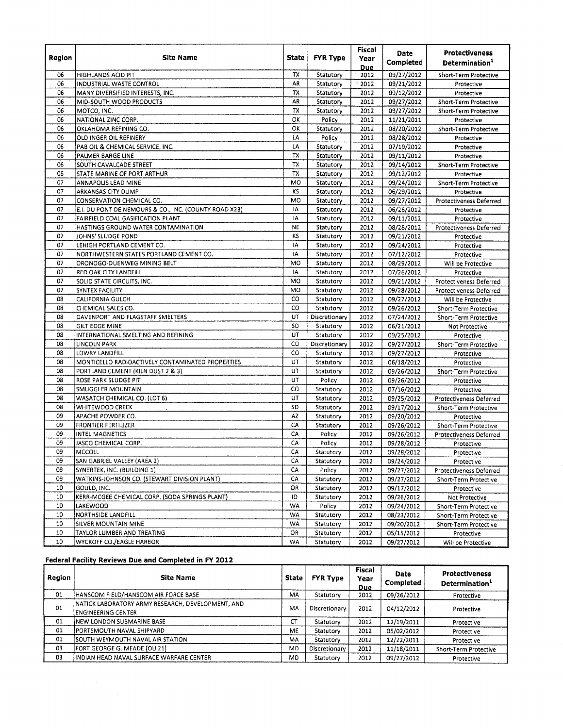| Region | Site Name | State | FYR Type | Fiscal Year Due | Date Completed | Protectiveness Determination[1] |
|---|---|---|---|---|---|---|
| 06 | HIGHLANDS ACID PIT | TX | Statutory | 2012 | 09/27/2012 | Short-Term Protective |
| 06 | INDUSTRIAL WASTE CONTROL | AR | Statutory | 2012 | 09/21/2012 | Protective |
| 06 | MANY DIVERSIFIED INTERESTS, INC. | TX | Statutory | 2012 | 09/12/2012 | Protective |
| 06 | MID-SOUTH WOOD PRODUCTS | AR | Statutory | 2012 | 09/27/2012 | Short-Term Protective |
| 06 | MOTCO, INC. | TX | Statutory | 2012 | 09/27/2012 | Short-Term Protective |
| 06 | NATIONAL ZINC CORP. | OK | Policy | 2012 | 11/21/2011 | Protective |
| 06 | OKLAHOMA REFINING CO. | OK | Statutory | 2012 | 08/20/2012 | Short-Term Protective |
| 06 | OLD INGER OIL REFINERY | LA | Policy | 2012 | 08/28/2012 | Protective |
| 06 | PAB OIL & CHEMICAL SERVICE, INC. | LA | Statutory | 2012 | 07/19/2012 | Protective |
| 06 | PALMER BARGE LINE | TX | Statutory | 2012 | 09/11/2012 | Protective |
| 06 | SOUTH CAVALCADE STREET | TX | Statutory | 2012 | 09/14/2012 | Short-Term Protective |
| 06 | STATE MARINE OF PORT ARTHUR | TX | Statutory | 2012 | 09/12/2012 | Protective |
| 07 | ANNAPOLIS LEAD MINE | MO | Statutory | 2012 | 09/24/2012 | Short-Term Protective |
| 07 | ARKANSAS CITY DUMP | KS | Statutory | 2012 | 06/29/2012 | Protective |
| 07 | CONSERVATION CHEMICAL CO. | MO | Statutory | 2012 | 09/27/2012 | Protectiveness Deferred |
| 07 | E.I. DU PONT DE NEMOURS & CO., INC. (COUNTY ROAD X23) | IA | Statutory | 2012 | 06/26/2012 | Protective |
| 07 | FAIRFIELD COAL GASIFICATION PLANT | IA | Statutory | 2012 | 09/11/2012 | Protective |
| 07 | HASTINGS GROUND WATER CONTAMINATION | NE | Statutory | 2012 | 08/28/2012 | Protectiveness Deferred |
| 07 | JOHNS' SLUDGE POND | KS | Statutory | 2012 | 09/21/2012 | Protective |
| 07 | LEHIGH PORTLAND CEMENT CO. | IA | Statutory | 2012 | 09/24/2012 | Protective |
| 07 | NORTHWESTERN STATES PORTLAND CEMENT CO. | IA | Statutory | 2012 | 07/12/2012 | Protective |
| 07 | ORONOGO-DUENWEG MINING BELT | MO | Statutory | 2012 | 08/29/2012 | Will be Protective |
| 07 | RED OAK CITY LANDFILL | IA | Statutory | 2012 | 07/26/2012 | Protective |
| 07 | SOLID STATE CIRCUITS, INC. | MO | Statutory | 2012 | 09/21/2012 | Protectiveness Deferred |
| 07 | SYNTEX FACILITY | MO | Statutory | 2012 | 09/28/2012 | Protectiveness Deferred |
| 08 | CALIFORNIA GULCH | CO | Statutory | 2012 | 09/27/2012 | Will be Protective |
| 08 | CHEMICAL SALES CO. | CO | Statutory | 2012 | 09/26/2012 | Short-Term Protective |
| 08 | DAVENPORT AND FLAGSTAFF SMELTERS | UT | Discretionary | 2012 | 07/24/2012 | Short-Term Protective |
| 08 | GILT EDGE MINE | SD | Statutory | 2012 | 06/21/2012 | Not Protective |
| 08 | INTERNATIONAL SMELTING AND REFINING | UT | Statutory | 2012 | 09/25/2012 | Protective |
| 08 | LINCOLN PARK | CO | Discretionary | 2012 | 09/27/2012 | Short-Term Protective |
| 08 | LOWRY LANDFILL | CO | Statutory | 2012 | 09/27/2012 | Protective |
| 08 | MONTICELLO RADIOACTIVELY CONTAMINATED PROPERTIES | UT | Statutory | 2012 | 06/18/2012 | Protective |
| 08 | PORTLAND CEMENT (KILN DUST 2 & 3) | UT | Statutory | 2012 | 09/26/2012 | Short-Term Protective |
| 08 | ROSE PARK SLUDGE PIT | UT | Policy | 2012 | 09/26/2012 | Protective |
| 08 | SMUGGLER MOUNTAIN | CO | Statutory | 2012 | 07/16/2012 | Protective |
| 08 | WASATCH CHEMICAL CO. (LOT 6) | UT | Statutory | 2012 | 09/25/2012 | Protectiveness Deferred |
| 08 | WHITEWOOD CREEK | SD | Statutory | 2012 | 09/17/2012 | Short-Term Protective |
| 09 | APACHE POWDER CO. | AZ | Statutory | 2012 | 09/20/2012 | Protective |
| 09 | FRONTIER FERTILIZER | CA | Statutory | 2012 | 09/26/2012 | Short-Term Protective |
| 09 | INTEL MAGNETICS | CA | Policy | 2012 | 09/26/2012 | Protectiveness Deferred |
| 09 | JASCO CHEMICAL CORP. | CA | Policy | 2012 | 09/28/2012 | Protective |
| 09 | MCCOLL | CA | Statutory | 2012 | 09/28/2012 | Protective |
| 09 | SAN GABRIEL VALLEY (AREA 2) | CA | Statutory | 2012 | 09/24/2012 | Protective |
| 09 | SYNERTEK, INC. (BUILDING 1) | CA | Policy | 2012 | 09/27/2012 | Protectiveness Deferred |
| 09 | WATKINS-JOHNSON CO. (STEWART DIVISION PLANT) | CA | Statutory | 2012 | 09/27/2012 | Short-Term Protective |
| 10 | GOULD, INC. | OR | Statutory | 2012 | 09/17/2012 | Protective |
| 10 | KERR-MCGEE CHEMICAL CORP. (SODA SPRINGS PLANT) | ID | Statutory | 2012 | 09/26/2012 | Not Protective |
| 10 | LAKEWOOD | WA | Policy | 2012 | 09/24/2012 | Short-Term Protective |
| 10 | NORTHSIDE LANDFILL | WA | Statutory | 2012 | 08/23/2012 | Short-Term Protective |
| 10 | SILVER MOUNTAIN MINE | WA | Statutory | 2012 | 09/20/2012 | Short-Term Protective |
| 10 | TAYLOR LUMBER AND TREATING | OR | Statutory | 2012 | 05/15/2012 | Protective |
| 10 | WYCKOFF CO./EAGLE HARBOR | WA | Statutory | 2012 | 09/27/2012 | Will be Protective |

### Federal Facility Reviews Due and Completed in FY 2012

| Region | Site Name | State | FYR Type | Fiscal Year Due | Date Completed | Protectiveness Determination[1] |
|---|---|---|---|---|---|---|
| 01 | HANSCOM FIELD/HANSCOM AIR FORCE BASE | MA | Statutory | 2012 | 09/26/2012 | Protective |
| 01 | NATICK LABORATORY ARMY RESEARCH, DEVELOPMENT, AND ENGINEERING CENTER | MA | Discretionary | 2012 | 04/12/2012 | Protective |
| 01 | NEW LONDON SUBMARINE BASE | CT | Statutory | 2012 | 12/19/2011 | Protective |
| 01 | PORTSMOUTH NAVAL SHIPYARD | ME | Statutory | 2012 | 05/02/2012 | Protective |
| 01 | SOUTH WEYMOUTH NAVAL AIR STATION | MA | Statutory | 2012 | 12/22/2011 | Protective |
| 03 | FORT GEORGE G. MEADE (OU 21) | MD | Discretionary | 2012 | 11/18/2011 | Short-Term Protective |
| 03 | INDIAN HEAD NAVAL SURFACE WARFARE CENTER | MD | Statutory | 2012 | 09/27/2012 | Protective |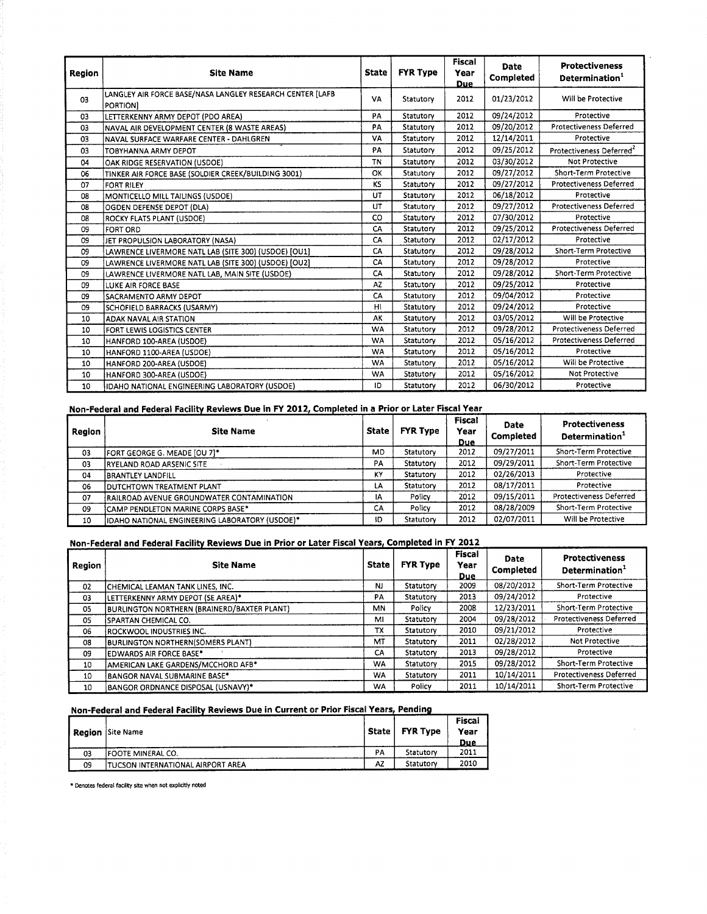| Region | Site Name | State | FYR Type | Fiscal Year Due | Date Completed | Protectiveness Determination[1] |
|---|---|---|---|---|---|---|
| 03 | LANGLEY AIR FORCE BASE/NASA LANGLEY RESEARCH CENTER [LAFB PORTION] | VA | Statutory | 2012 | 01/23/2012 | Will be Protective |
| 03 | LETTERKENNY ARMY DEPOT (PDO AREA) | PA | Statutory | 2012 | 09/24/2012 | Protective |
| 03 | NAVAL AIR DEVELOPMENT CENTER (8 WASTE AREAS) | PA | Statutory | 2012 | 09/20/2012 | Protectiveness Deferred |
| 03 | NAVAL SURFACE WARFARE CENTER - DAHLGREN | VA | Statutory | 2012 | 12/14/2011 | Protective |
| 03 | TOBYHANNA ARMY DEPOT | PA | Statutory | 2012 | 09/25/2012 | Protectiveness Deferred[2] |
| 04 | OAK RIDGE RESERVATION (USDOE) | TN | Statutory | 2012 | 03/30/2012 | Not Protective |
| 06 | TINKER AIR FORCE BASE (SOLDIER CREEK/BUILDING 3001) | OK | Statutory | 2012 | 09/27/2012 | Short-Term Protective |
| 07 | FORT RILEY | KS | Statutory | 2012 | 09/27/2012 | Protectiveness Deferred |
| 08 | MONTICELLO MILL TAILINGS (USDOE) | UT | Statutory | 2012 | 06/18/2012 | Protective |
| 08 | OGDEN DEFENSE DEPOT (DLA) | UT | Statutory | 2012 | 09/27/2012 | Protectiveness Deferred |
| 08 | ROCKY FLATS PLANT (USDOE) | CO | Statutory | 2012 | 07/30/2012 | Protective |
| 09 | FORT ORD | CA | Statutory | 2012 | 09/25/2012 | Protectiveness Deferred |
| 09 | JET PROPULSION LABORATORY (NASA) | CA | Statutory | 2012 | 02/17/2012 | Protective |
| 09 | LAWRENCE LIVERMORE NATL LAB (SITE 300) (USDOE) [OU1] | CA | Statutory | 2012 | 09/28/2012 | Short-Term Protective |
| 09 | LAWRENCE LIVERMORE NATL LAB (SITE 300) (USDOE) [OU2] | CA | Statutory | 2012 | 09/28/2012 | Protective |
| 09 | LAWRENCE LIVERMORE NATL LAB, MAIN SITE (USDOE) | CA | Statutory | 2012 | 09/28/2012 | Short-Term Protective |
| 09 | LUKE AIR FORCE BASE | AZ | Statutory | 2012 | 09/25/2012 | Protective |
| 09 | SACRAMENTO ARMY DEPOT | CA | Statutory | 2012 | 09/04/2012 | Protective |
| 09 | SCHOFIELD BARRACKS (USARMY) | HI | Statutory | 2012 | 09/24/2012 | Protective |
| 10 | ADAK NAVAL AIR STATION | AK | Statutory | 2012 | 03/05/2012 | Will be Protective |
| 10 | FORT LEWIS LOGISTICS CENTER | WA | Statutory | 2012 | 09/28/2012 | Protectiveness Deferred |
| 10 | HANFORD 100-AREA (USDOE) | WA | Statutory | 2012 | 05/16/2012 | Protectiveness Deferred |
| 10 | HANFORD 1100-AREA (USDOE) | WA | Statutory | 2012 | 05/16/2012 | Protective |
| 10 | HANFORD 200-AREA (USDOE) | WA | Statutory | 2012 | 05/16/2012 | Will be Protective |
| 10 | HANFORD 300-AREA (USDOE) | WA | Statutory | 2012 | 05/16/2012 | Not Protective |
| 10 | IDAHO NATIONAL ENGINEERING LABORATORY (USDOE) | ID | Statutory | 2012 | 06/30/2012 | Protective |

## Non-Federal and Federal Facility Reviews Due in FY 2012, Completed in a Prior or Later Fiscal Year

| Region | Site Name | State | FYR Type | Fiscal Year Due | Date Completed | Protectiveness Determination[1] |
|---|---|---|---|---|---|---|
| 03 | FORT GEORGE G. MEADE [OU 7]* | MD | Statutory | 2012 | 09/27/2011 | Short-Term Protective |
| 03 | RYELAND ROAD ARSENIC SITE | PA | Statutory | 2012 | 09/29/2011 | Short-Term Protective |
| 04 | BRANTLEY LANDFILL | KY | Statutory | 2012 | 02/26/2013 | Protective |
| 06 | DUTCHTOWN TREATMENT PLANT | LA | Statutory | 2012 | 08/17/2011 | Protective |
| 07 | RAILROAD AVENUE GROUNDWATER CONTAMINATION | IA | Policy | 2012 | 09/15/2011 | Protectiveness Deferred |
| 09 | CAMP PENDLETON MARINE CORPS BASE* | CA | Policy | 2012 | 08/28/2009 | Short-Term Protective |
| 10 | IDAHO NATIONAL ENGINEERING LABORATORY (USDOE)* | ID | Statutory | 2012 | 02/07/2011 | Will be Protective |

## Non-Federal and Federal Facility Reviews Due in Prior or Later Fiscal Years, Completed in FY 2012

| Region | Site Name | State | FYR Type | Fiscal Year Due | Date Completed | Protectiveness Determination[1] |
|---|---|---|---|---|---|---|
| 02 | CHEMICAL LEAMAN TANK LINES, INC. | NJ | Statutory | 2009 | 08/20/2012 | Short-Term Protective |
| 03 | LETTERKENNY ARMY DEPOT (SE AREA)* | PA | Statutory | 2013 | 09/24/2012 | Protective |
| 05 | BURLINGTON NORTHERN (BRAINERD/BAXTER PLANT) | MN | Policy | 2008 | 12/23/2011 | Short-Term Protective |
| 05 | SPARTAN CHEMICAL CO. | MI | Statutory | 2004 | 09/28/2012 | Protectiveness Deferred |
| 06 | ROCKWOOL INDUSTRIES INC. | TX | Statutory | 2010 | 09/21/2012 | Protective |
| 08 | BURLINGTON NORTHERN(SOMERS PLANT) | MT | Statutory | 2011 | 02/28/2012 | Not Protective |
| 09 | EDWARDS AIR FORCE BASE* | CA | Statutory | 2013 | 09/28/2012 | Protective |
| 10 | AMERICAN LAKE GARDENS/MCCHORD AFB* | WA | Statutory | 2015 | 09/28/2012 | Short-Term Protective |
| 10 | BANGOR NAVAL SUBMARINE BASE* | WA | Statutory | 2011 | 10/14/2011 | Protectiveness Deferred |
| 10 | BANGOR ORDNANCE DISPOSAL (USNAVY)* | WA | Policy | 2011 | 10/14/2011 | Short-Term Protective |

## Non-Federal and Federal Facility Reviews Due in Current or Prior Fiscal Years, Pending

| Region | Site Name | State | FYR Type | Fiscal Year Due |
|---|---|---|---|---|
| 03 | FOOTE MINERAL CO. | PA | Statutory | 2011 |
| 09 | TUCSON INTERNATIONAL AIRPORT AREA | AZ | Statutory | 2010 |

\* Denotes federal facility site when not explicitly noted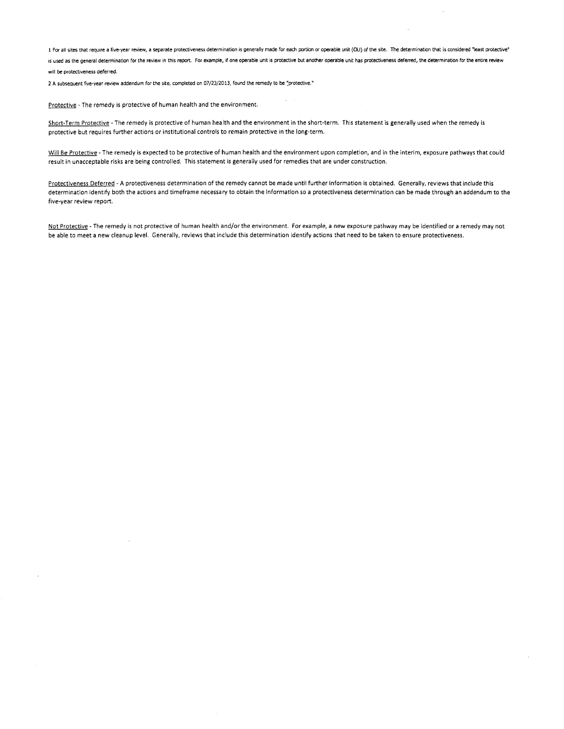1 For all sites that require a five-year review, a separate protectiveness determination is generally made for each portion or operable unit (OU) of the site. The determination that is considered "least protective" is used as the general determination for the review in this report. For example, if one operable unit is protective but another operable unit has protectiveness deferred, the determination for the entire review will be protectiveness deferred.

2 A subsequent five-year review addendum for the site, completed on 07/23/2013, found the remedy to be "protective."

Protective - The remedy is protective of human health and the environment.

Short-Term Protective - The remedy is protective of human health and the environment in the short-term. This statement is generally used when the remedy is protective but requires further actions or institutional controls to remain protective in the long-term.

Will Be Protective - The remedy is expected to be protective of human health and the environment upon completion, and in the interim, exposure pathways that could result in unacceptable risks are being controlled. This statement is generally used for remedies that are under construction.

Protectiveness Deferred - A protectiveness determination of the remedy cannot be made until further information is obtained. Generally, reviews that include this determination identify both the actions and timeframe necessary to obtain the information so a protectiveness determination can be made through an addendum to the five-year review report.

Not Protective - The remedy is not protective of human health and/or the environment. For example, a new exposure pathway may be identified or a remedy may not be able to meet a new cleanup level. Generally, reviews that include this determination identify actions that need to be taken to ensure protectiveness.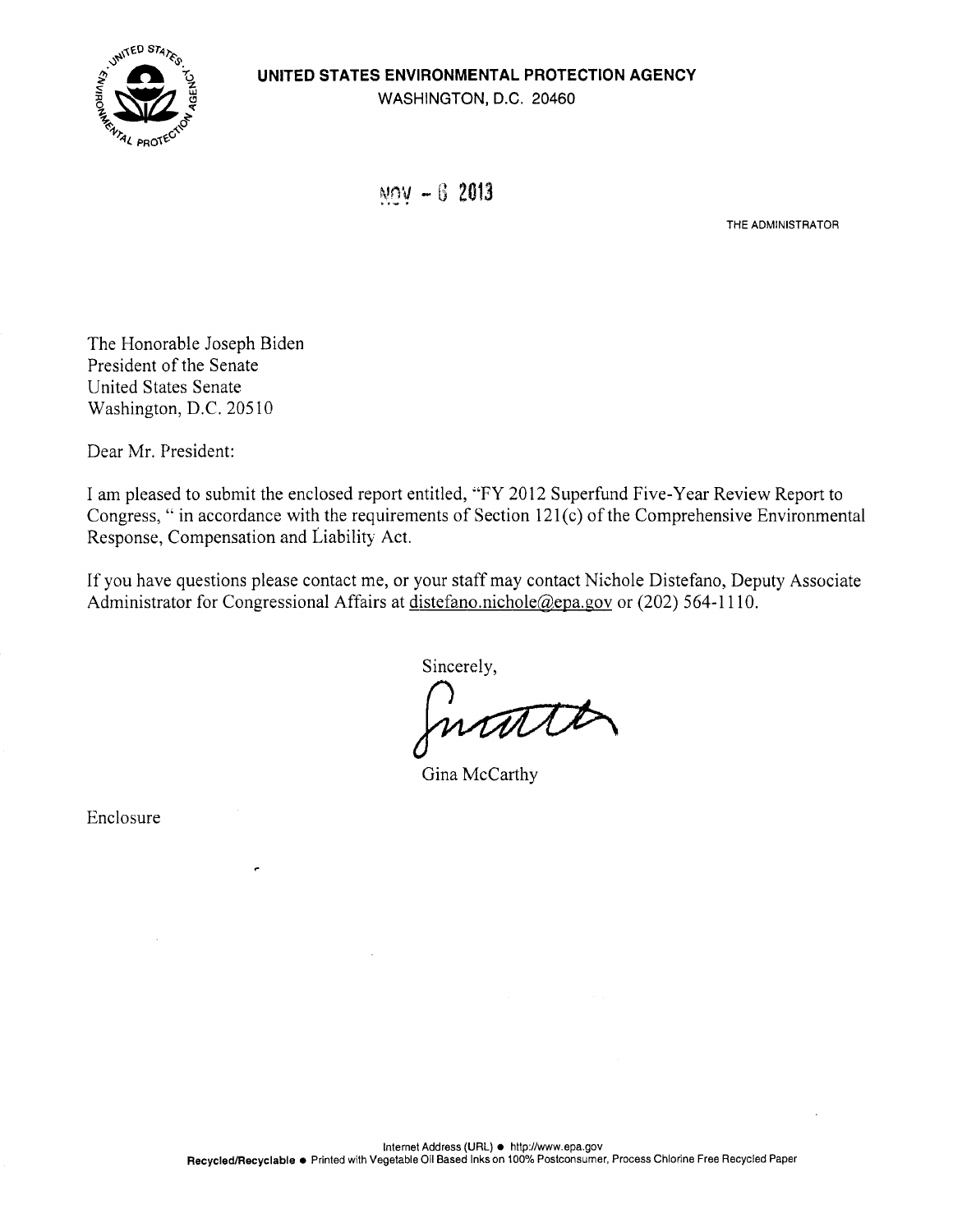**UNITED STATES ENVIRONMENTAL PROTECTION AGENCY**
WASHINGTON, D.C. 20460

NOV - 6 2013

THE ADMINISTRATOR

The Honorable Joseph Biden
President of the Senate
United States Senate
Washington, D.C. 20510

Dear Mr. President:

I am pleased to submit the enclosed report entitled, "FY 2012 Superfund Five-Year Review Report to Congress, " in accordance with the requirements of Section 121(c) of the Comprehensive Environmental Response, Compensation and Liability Act.

If you have questions please contact me, or your staff may contact Nichole Distefano, Deputy Associate Administrator for Congressional Affairs at distefano.nichole@epa.gov or (202) 564-1110.

Sincerely,

Gina McCarthy

Enclosure

Internet Address (URL) • http://www.epa.gov
**Recycled/Recyclable** • Printed with Vegetable Oil Based Inks on 100% Postconsumer, Process Chlorine Free Recycled Paper